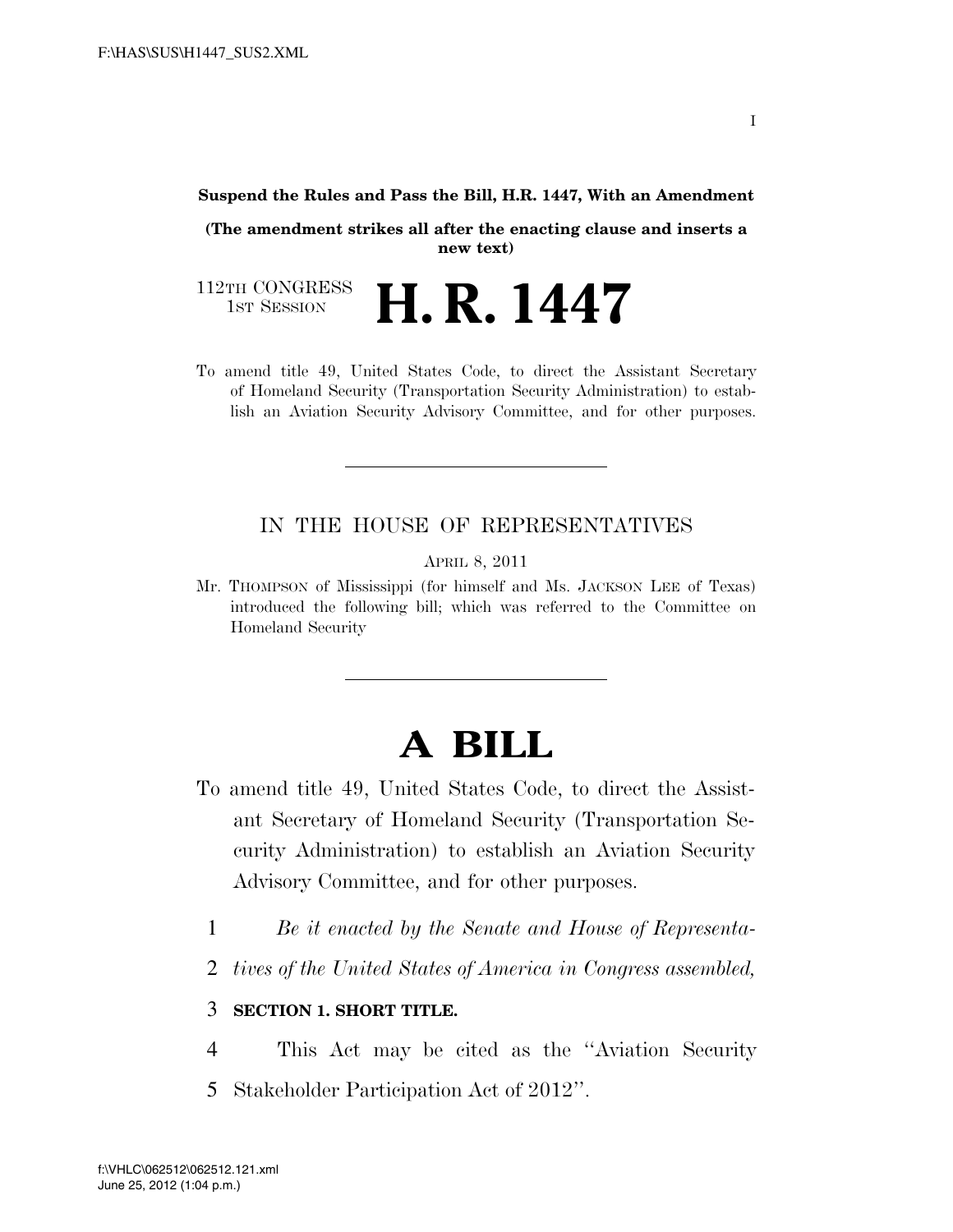**Suspend the Rules and Pass the Bill, H.R. 1447, With an Amendment**

**(The amendment strikes all after the enacting clause and inserts a new text)**

112TH CONGRESS
1ST SESSION

# H. R. 1447

To amend title 49, United States Code, to direct the Assistant Secretary of Homeland Security (Transportation Security Administration) to establish an Aviation Security Advisory Committee, and for other purposes.

---

IN THE HOUSE OF REPRESENTATIVES

APRIL 8, 2011

Mr. THOMPSON of Mississippi (for himself and Ms. JACKSON LEE of Texas) introduced the following bill; which was referred to the Committee on Homeland Security

---

# A BILL

To amend title 49, United States Code, to direct the Assistant Secretary of Homeland Security (Transportation Security Administration) to establish an Aviation Security Advisory Committee, and for other purposes.

1 *Be it enacted by the Senate and House of Representa-*
2 *tives of the United States of America in Congress assembled,*

3 **SECTION 1. SHORT TITLE.**

4 This Act may be cited as the ''Aviation Security
5 Stakeholder Participation Act of 2012''.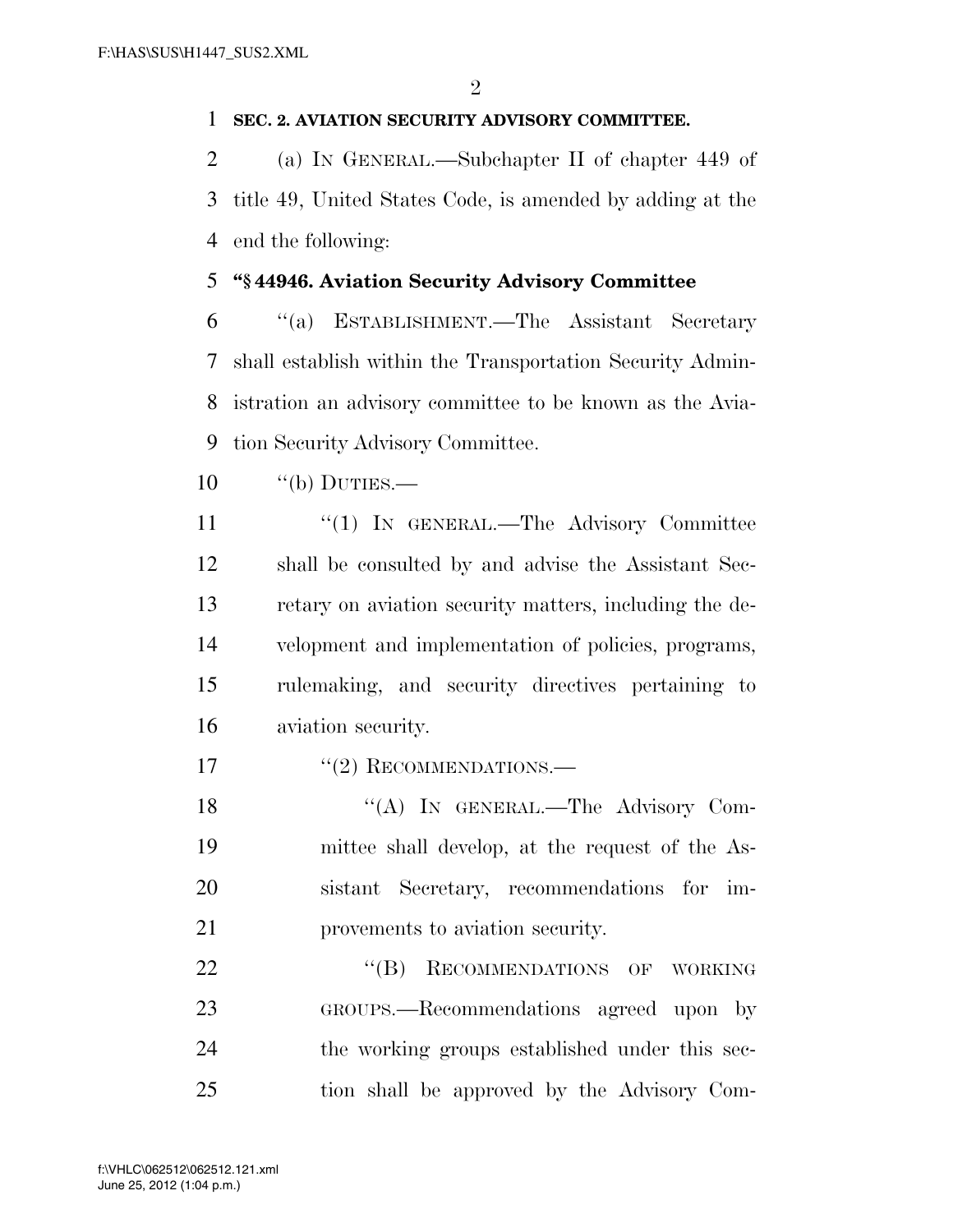**SEC. 2. AVIATION SECURITY ADVISORY COMMITTEE.**

(a) IN GENERAL.—Subchapter II of chapter 449 of title 49, United States Code, is amended by adding at the end the following:

**"§ 44946. Aviation Security Advisory Committee**

"(a) ESTABLISHMENT.—The Assistant Secretary shall establish within the Transportation Security Administration an advisory committee to be known as the Aviation Security Advisory Committee.

"(b) DUTIES.—

"(1) IN GENERAL.—The Advisory Committee shall be consulted by and advise the Assistant Secretary on aviation security matters, including the development and implementation of policies, programs, rulemaking, and security directives pertaining to aviation security.

"(2) RECOMMENDATIONS.—

"(A) IN GENERAL.—The Advisory Committee shall develop, at the request of the Assistant Secretary, recommendations for improvements to aviation security.

"(B) RECOMMENDATIONS OF WORKING GROUPS.—Recommendations agreed upon by the working groups established under this section shall be approved by the Advisory Com-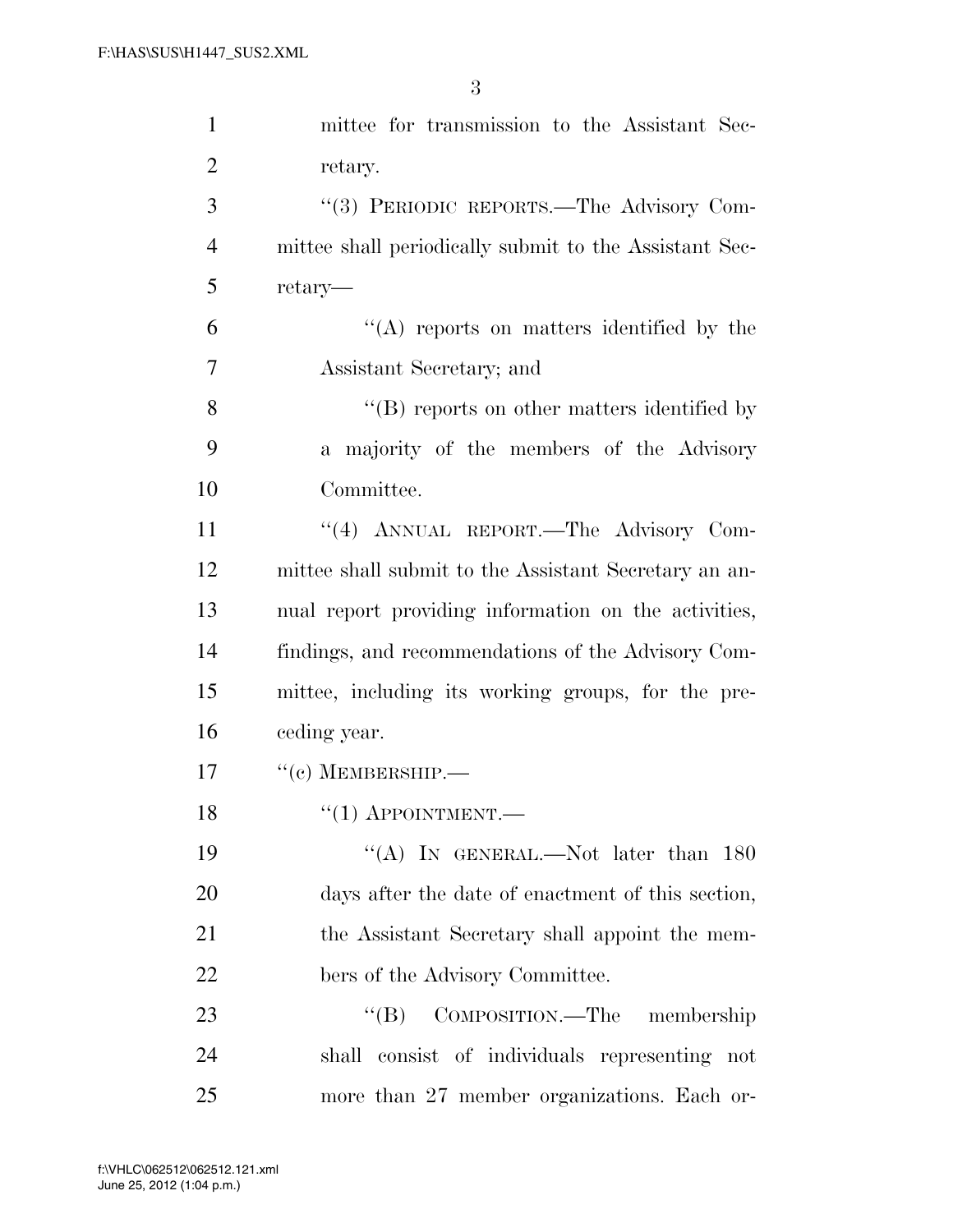mittee for transmission to the Assistant Secretary.

''(3) PERIODIC REPORTS.—The Advisory Committee shall periodically submit to the Assistant Secretary—

''(A) reports on matters identified by the Assistant Secretary; and

''(B) reports on other matters identified by a majority of the members of the Advisory Committee.

''(4) ANNUAL REPORT.—The Advisory Committee shall submit to the Assistant Secretary an annual report providing information on the activities, findings, and recommendations of the Advisory Committee, including its working groups, for the preceding year.

''(c) MEMBERSHIP.—

''(1) APPOINTMENT.—

''(A) IN GENERAL.—Not later than 180 days after the date of enactment of this section, the Assistant Secretary shall appoint the members of the Advisory Committee.

''(B) COMPOSITION.—The membership shall consist of individuals representing not more than 27 member organizations. Each or-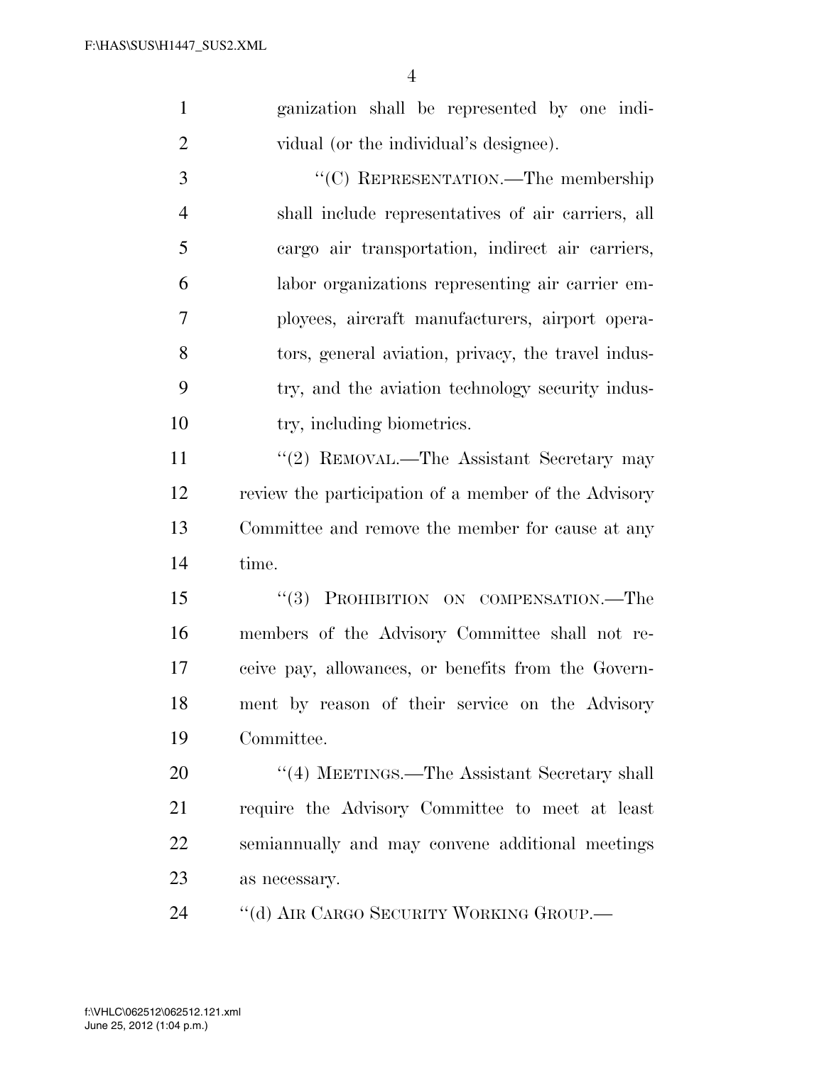ganization shall be represented by one individual (or the individual's designee).

"(C) REPRESENTATION.—The membership shall include representatives of air carriers, all cargo air transportation, indirect air carriers, labor organizations representing air carrier employees, aircraft manufacturers, airport operators, general aviation, privacy, the travel industry, and the aviation technology security industry, including biometrics.

"(2) REMOVAL.—The Assistant Secretary may review the participation of a member of the Advisory Committee and remove the member for cause at any time.

"(3) PROHIBITION ON COMPENSATION.—The members of the Advisory Committee shall not receive pay, allowances, or benefits from the Government by reason of their service on the Advisory Committee.

"(4) MEETINGS.—The Assistant Secretary shall require the Advisory Committee to meet at least semiannually and may convene additional meetings as necessary.

"(d) AIR CARGO SECURITY WORKING GROUP.—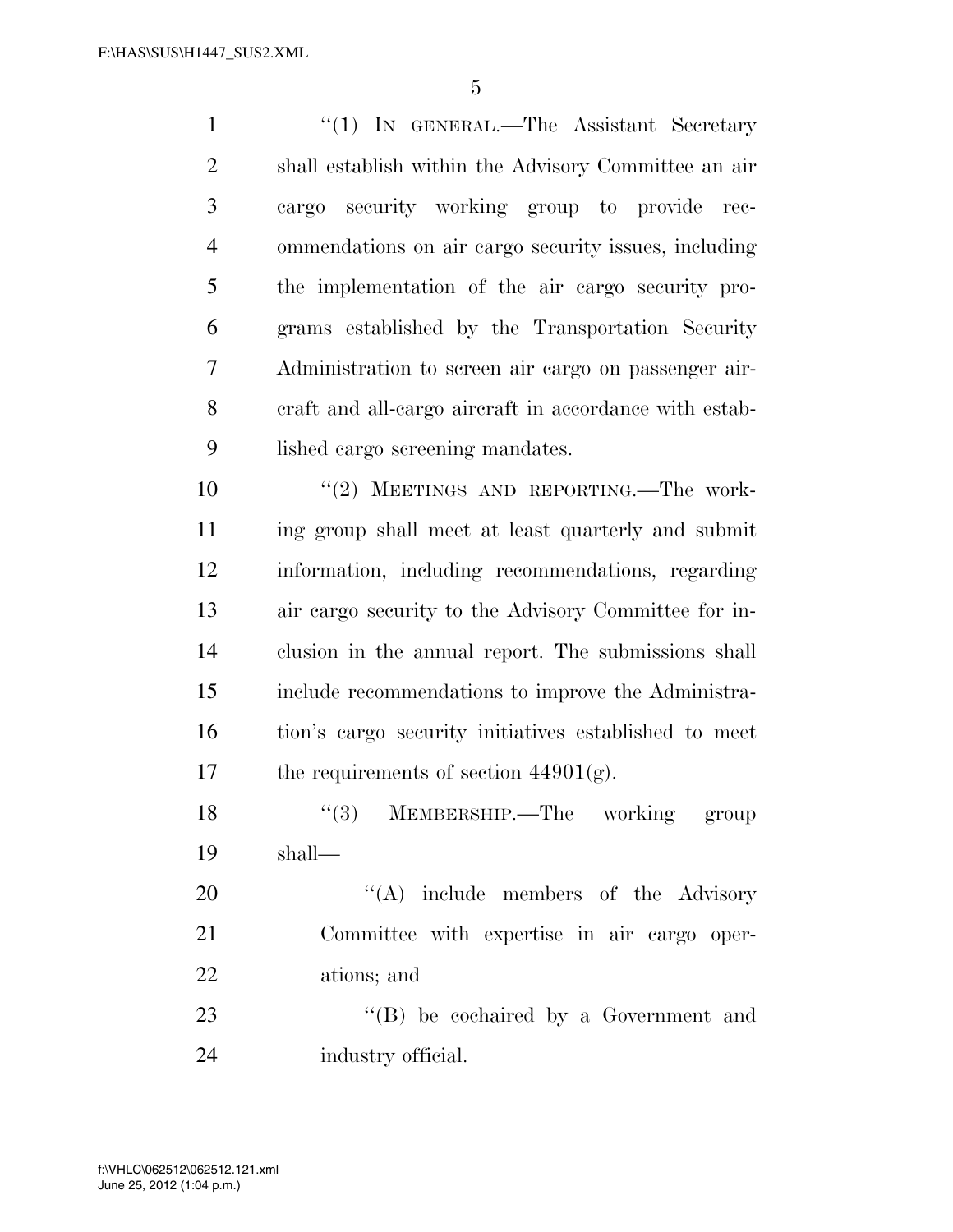"(1) IN GENERAL.—The Assistant Secretary shall establish within the Advisory Committee an air cargo security working group to provide recommendations on air cargo security issues, including the implementation of the air cargo security programs established by the Transportation Security Administration to screen air cargo on passenger aircraft and all-cargo aircraft in accordance with established cargo screening mandates.

"(2) MEETINGS AND REPORTING.—The working group shall meet at least quarterly and submit information, including recommendations, regarding air cargo security to the Advisory Committee for inclusion in the annual report. The submissions shall include recommendations to improve the Administration's cargo security initiatives established to meet the requirements of section 44901(g).

"(3) MEMBERSHIP.—The working group shall—

"(A) include members of the Advisory Committee with expertise in air cargo operations; and

"(B) be cochaired by a Government and industry official.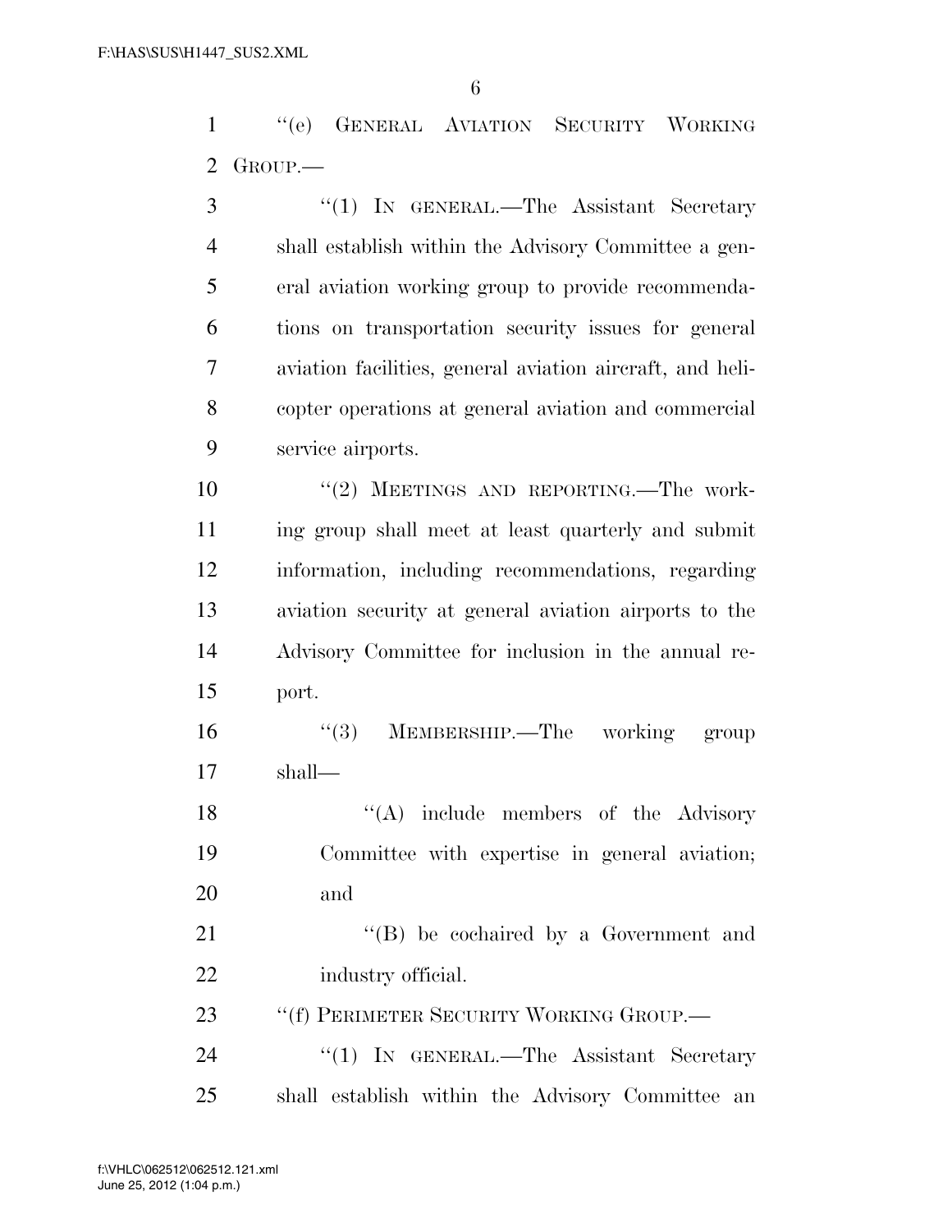"(e) GENERAL AVIATION SECURITY WORKING GROUP.—

"(1) IN GENERAL.—The Assistant Secretary shall establish within the Advisory Committee a general aviation working group to provide recommendations on transportation security issues for general aviation facilities, general aviation aircraft, and helicopter operations at general aviation and commercial service airports.

"(2) MEETINGS AND REPORTING.—The working group shall meet at least quarterly and submit information, including recommendations, regarding aviation security at general aviation airports to the Advisory Committee for inclusion in the annual report.

"(3) MEMBERSHIP.—The working group shall—

"(A) include members of the Advisory Committee with expertise in general aviation; and

"(B) be cochaired by a Government and industry official.

"(f) PERIMETER SECURITY WORKING GROUP.—

"(1) IN GENERAL.—The Assistant Secretary shall establish within the Advisory Committee an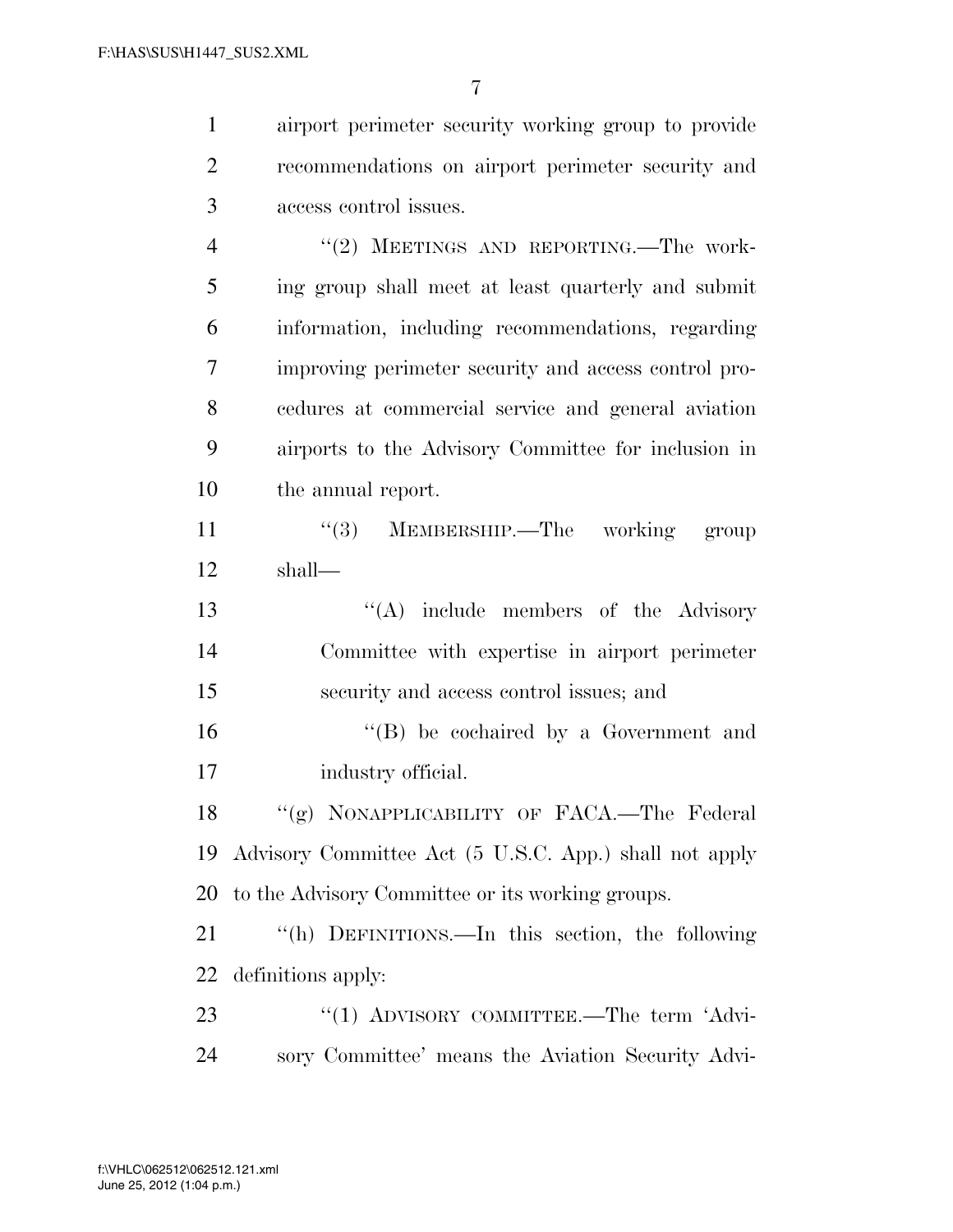airport perimeter security working group to provide recommendations on airport perimeter security and access control issues.

"(2) MEETINGS AND REPORTING.—The working group shall meet at least quarterly and submit information, including recommendations, regarding improving perimeter security and access control procedures at commercial service and general aviation airports to the Advisory Committee for inclusion in the annual report.

"(3) MEMBERSHIP.—The working group shall—

"(A) include members of the Advisory Committee with expertise in airport perimeter security and access control issues; and

"(B) be cochaired by a Government and industry official.

"(g) NONAPPLICABILITY OF FACA.—The Federal Advisory Committee Act (5 U.S.C. App.) shall not apply to the Advisory Committee or its working groups.

"(h) DEFINITIONS.—In this section, the following definitions apply:

"(1) ADVISORY COMMITTEE.—The term 'Advisory Committee' means the Aviation Security Advi-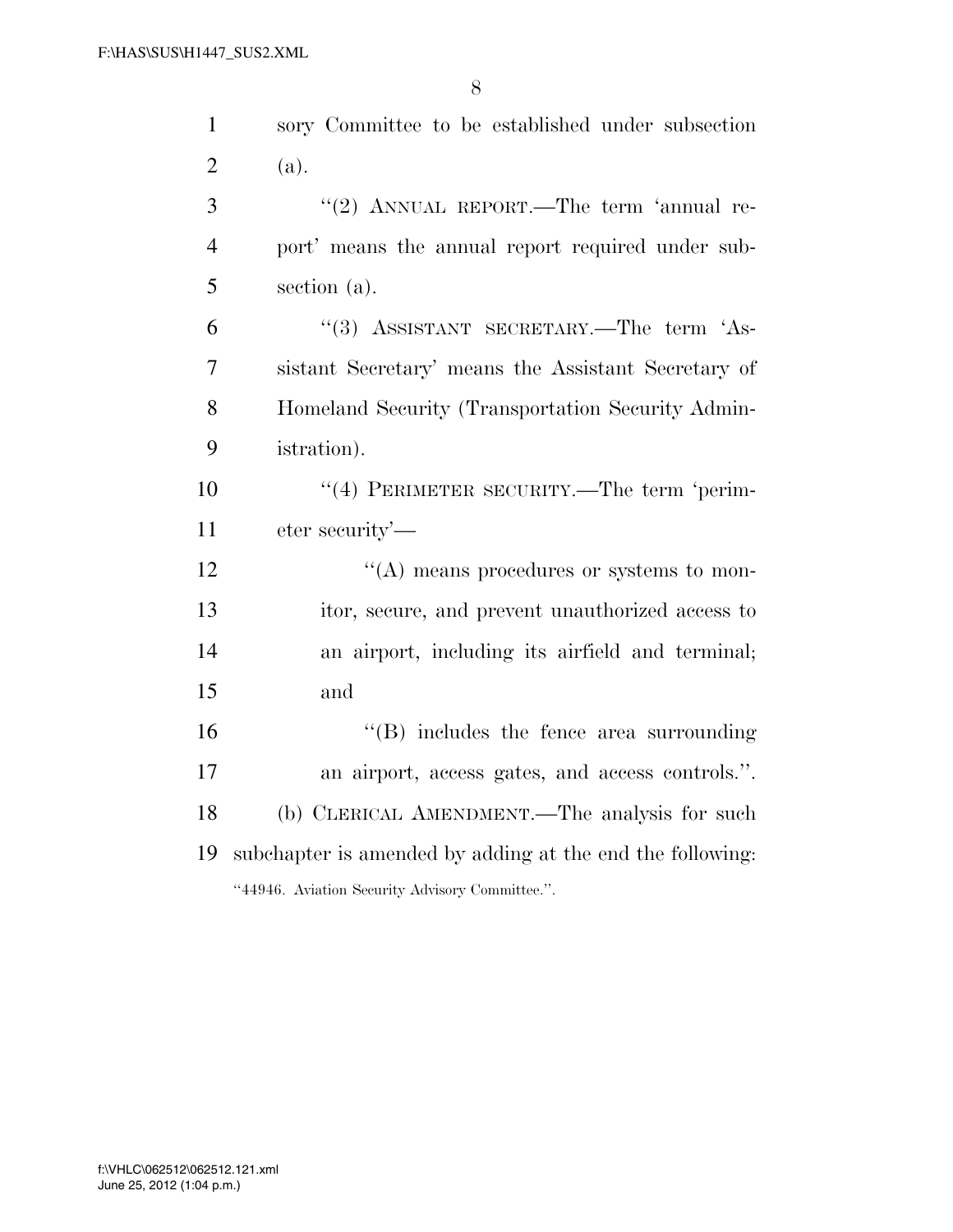sory Committee to be established under subsection (a).

"(2) ANNUAL REPORT.—The term 'annual report' means the annual report required under subsection (a).

"(3) ASSISTANT SECRETARY.—The term 'Assistant Secretary' means the Assistant Secretary of Homeland Security (Transportation Security Administration).

"(4) PERIMETER SECURITY.—The term 'perimeter security'—

"(A) means procedures or systems to monitor, secure, and prevent unauthorized access to an airport, including its airfield and terminal; and

"(B) includes the fence area surrounding an airport, access gates, and access controls.".

(b) CLERICAL AMENDMENT.—The analysis for such subchapter is amended by adding at the end the following:

"44946. Aviation Security Advisory Committee.".